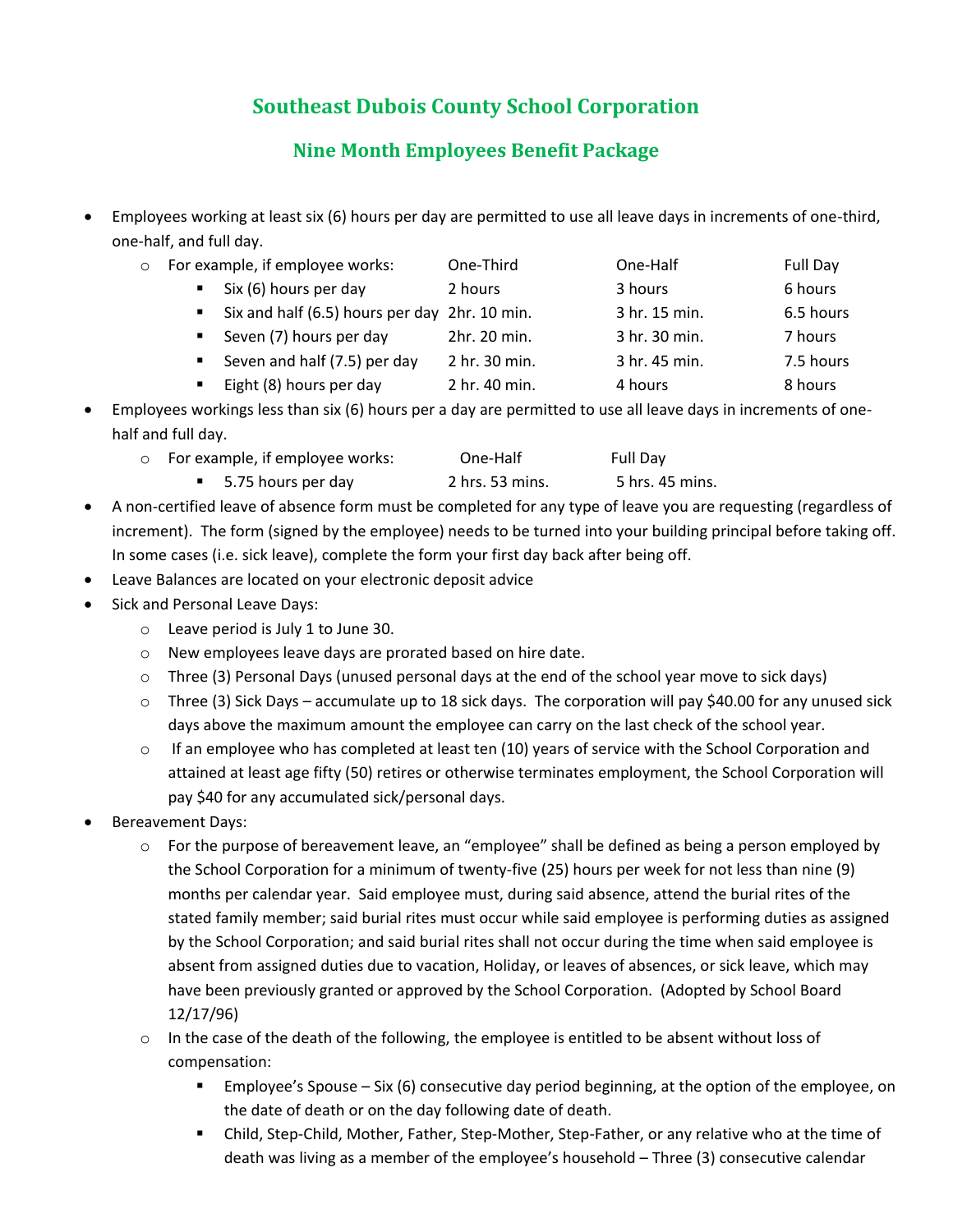# Southeast Dubois County School Corporation

## Nine Month Employees Benefit Package

- Employees working at least six (6) hours per day are permitted to use all leave days in increments of one-third, one-half, and full day.
  - For example, if employee works:

| For example, if employee works: | One-Third | One-Half | Full Day |
|---|---|---|---|
| Six (6) hours per day | 2 hours | 3 hours | 6 hours |
| Six and half (6.5) hours per day | 2hr. 10 min. | 3 hr. 15 min. | 6.5 hours |
| Seven (7) hours per day | 2hr. 20 min. | 3 hr. 30 min. | 7 hours |
| Seven and half (7.5) per day | 2 hr. 30 min. | 3 hr. 45 min. | 7.5 hours |
| Eight (8) hours per day | 2 hr. 40 min. | 4 hours | 8 hours |

- Employees workings less than six (6) hours per a day are permitted to use all leave days in increments of one-half and full day.
  - For example, if employee works:

| For example, if employee works: | One-Half | Full Day |
|---|---|---|
| 5.75 hours per day | 2 hrs. 53 mins. | 5 hrs. 45 mins. |

- A non-certified leave of absence form must be completed for any type of leave you are requesting (regardless of increment). The form (signed by the employee) needs to be turned into your building principal before taking off. In some cases (i.e. sick leave), complete the form your first day back after being off.
- Leave Balances are located on your electronic deposit advice
- Sick and Personal Leave Days:
  - Leave period is July 1 to June 30.
  - New employees leave days are prorated based on hire date.
  - Three (3) Personal Days (unused personal days at the end of the school year move to sick days)
  - Three (3) Sick Days – accumulate up to 18 sick days. The corporation will pay $40.00 for any unused sick days above the maximum amount the employee can carry on the last check of the school year.
  - If an employee who has completed at least ten (10) years of service with the School Corporation and attained at least age fifty (50) retires or otherwise terminates employment, the School Corporation will pay $40 for any accumulated sick/personal days.
- Bereavement Days:
  - For the purpose of bereavement leave, an "employee" shall be defined as being a person employed by the School Corporation for a minimum of twenty-five (25) hours per week for not less than nine (9) months per calendar year. Said employee must, during said absence, attend the burial rites of the stated family member; said burial rites must occur while said employee is performing duties as assigned by the School Corporation; and said burial rites shall not occur during the time when said employee is absent from assigned duties due to vacation, Holiday, or leaves of absences, or sick leave, which may have been previously granted or approved by the School Corporation. (Adopted by School Board 12/17/96)
  - In the case of the death of the following, the employee is entitled to be absent without loss of compensation:
    - Employee's Spouse – Six (6) consecutive day period beginning, at the option of the employee, on the date of death or on the day following date of death.
    - Child, Step-Child, Mother, Father, Step-Mother, Step-Father, or any relative who at the time of death was living as a member of the employee's household – Three (3) consecutive calendar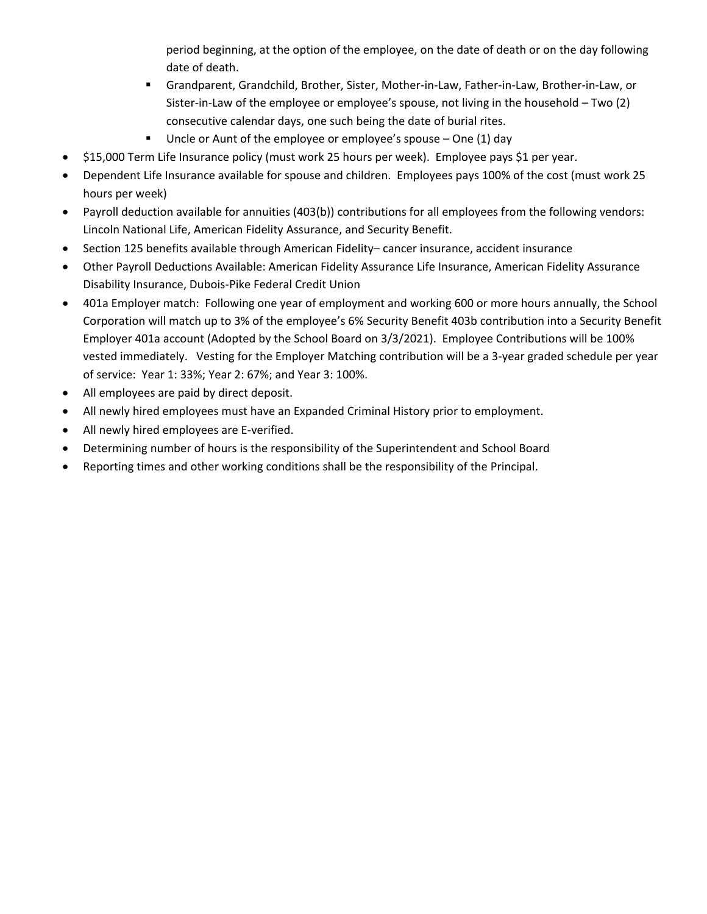period beginning, at the option of the employee, on the date of death or on the day following date of death.
  - Grandparent, Grandchild, Brother, Sister, Mother-in-Law, Father-in-Law, Brother-in-Law, or Sister-in-Law of the employee or employee's spouse, not living in the household – Two (2) consecutive calendar days, one such being the date of burial rites.
  - Uncle or Aunt of the employee or employee's spouse – One (1) day
- $15,000 Term Life Insurance policy (must work 25 hours per week). Employee pays $1 per year.
- Dependent Life Insurance available for spouse and children. Employees pays 100% of the cost (must work 25 hours per week)
- Payroll deduction available for annuities (403(b)) contributions for all employees from the following vendors: Lincoln National Life, American Fidelity Assurance, and Security Benefit.
- Section 125 benefits available through American Fidelity– cancer insurance, accident insurance
- Other Payroll Deductions Available: American Fidelity Assurance Life Insurance, American Fidelity Assurance Disability Insurance, Dubois-Pike Federal Credit Union
- 401a Employer match: Following one year of employment and working 600 or more hours annually, the School Corporation will match up to 3% of the employee's 6% Security Benefit 403b contribution into a Security Benefit Employer 401a account (Adopted by the School Board on 3/3/2021). Employee Contributions will be 100% vested immediately. Vesting for the Employer Matching contribution will be a 3-year graded schedule per year of service: Year 1: 33%; Year 2: 67%; and Year 3: 100%.
- All employees are paid by direct deposit.
- All newly hired employees must have an Expanded Criminal History prior to employment.
- All newly hired employees are E-verified.
- Determining number of hours is the responsibility of the Superintendent and School Board
- Reporting times and other working conditions shall be the responsibility of the Principal.